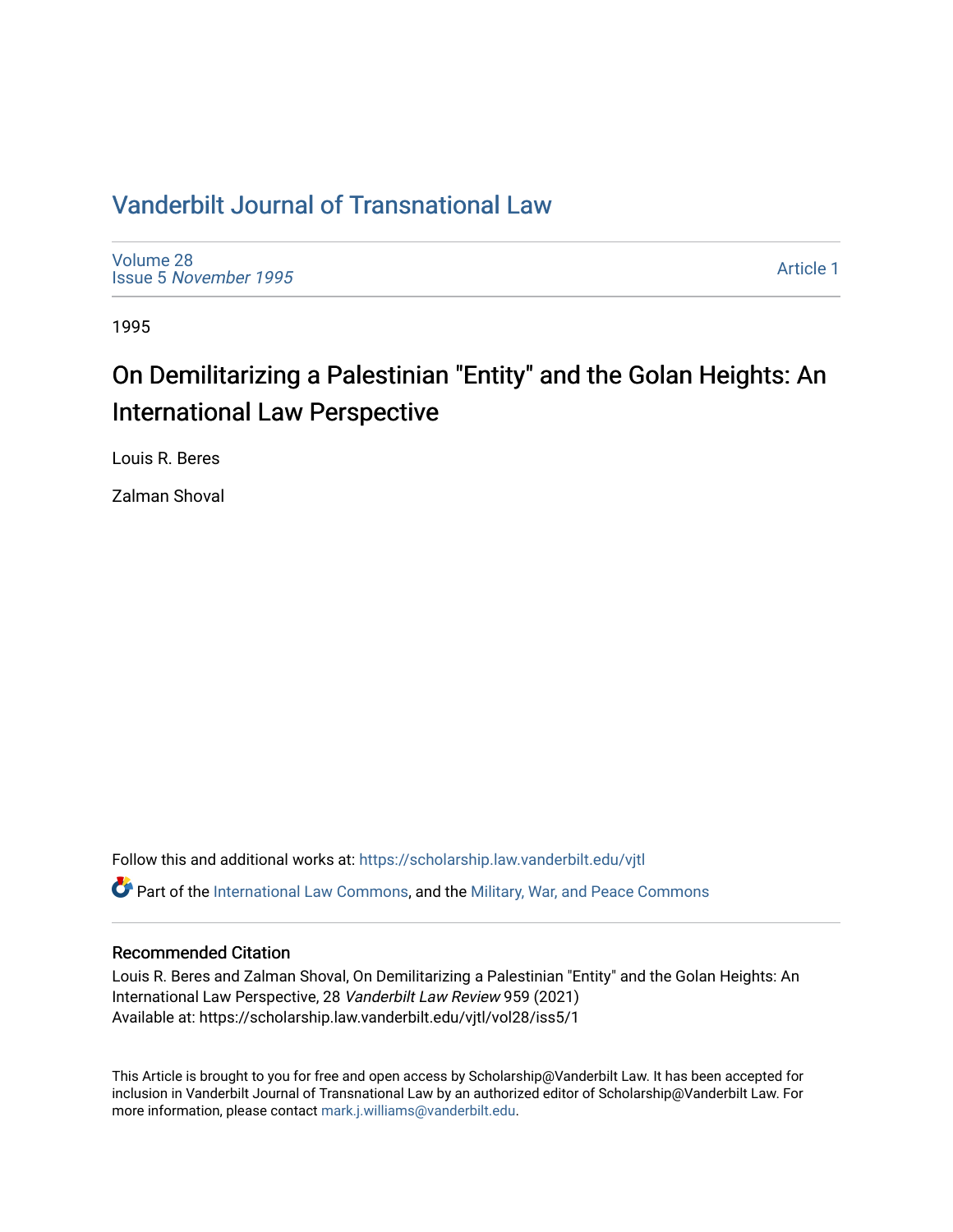# Vanderbilt Journal of Transnational Law

Volume 28
Issue 5 *November 1995*

Article 1

1995

## On Demilitarizing a Palestinian "Entity" and the Golan Heights: An International Law Perspective

Louis R. Beres

Zalman Shoval

Follow this and additional works at: https://scholarship.law.vanderbilt.edu/vjtl

Part of the International Law Commons, and the Military, War, and Peace Commons

### Recommended Citation

Louis R. Beres and Zalman Shoval, On Demilitarizing a Palestinian "Entity" and the Golan Heights: An International Law Perspective, 28 *Vanderbilt Law Review* 959 (2021)
Available at: https://scholarship.law.vanderbilt.edu/vjtl/vol28/iss5/1

This Article is brought to you for free and open access by Scholarship@Vanderbilt Law. It has been accepted for inclusion in Vanderbilt Journal of Transnational Law by an authorized editor of Scholarship@Vanderbilt Law. For more information, please contact mark.j.williams@vanderbilt.edu.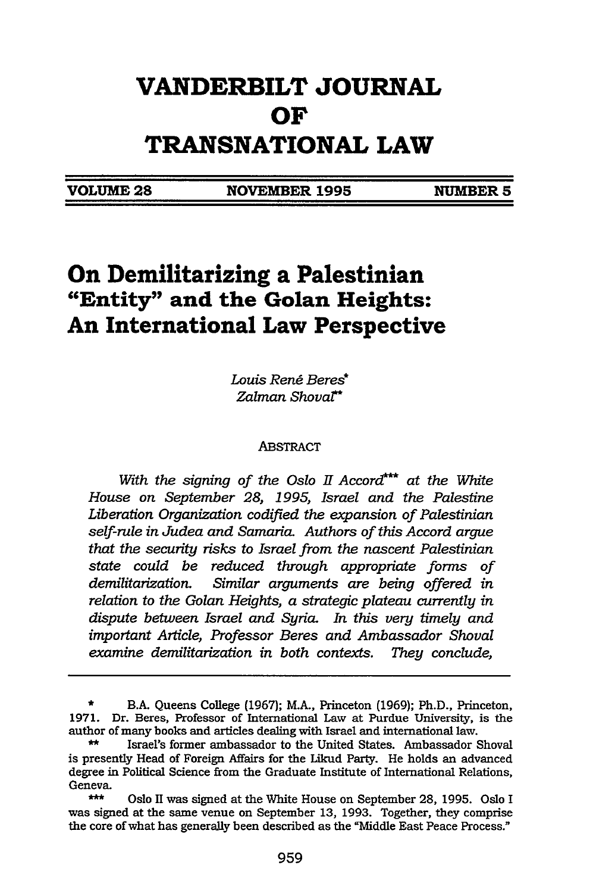# VANDERBILT JOURNAL OF TRANSNATIONAL LAW

**VOLUME 28 — NOVEMBER 1995 — NUMBER 5**

# On Demilitarizing a Palestinian "Entity" and the Golan Heights: An International Law Perspective

*Louis René Beres*\*
*Zalman Shoval*\*\*

ABSTRACT

*With the signing of the Oslo II Accord*\*\*\* *at the White House on September 28, 1995, Israel and the Palestine Liberation Organization codified the expansion of Palestinian self-rule in Judea and Samaria. Authors of this Accord argue that the security risks to Israel from the nascent Palestinian state could be reduced through appropriate forms of demilitarization. Similar arguments are being offered in relation to the Golan Heights, a strategic plateau currently in dispute between Israel and Syria. In this very timely and important Article, Professor Beres and Ambassador Shoval examine demilitarization in both contexts. They conclude,*

---

\* B.A. Queens College (1967); M.A., Princeton (1969); Ph.D., Princeton, 1971. Dr. Beres, Professor of International Law at Purdue University, is the author of many books and articles dealing with Israel and international law.

\*\* Israel's former ambassador to the United States. Ambassador Shoval is presently Head of Foreign Affairs for the Likud Party. He holds an advanced degree in Political Science from the Graduate Institute of International Relations, Geneva.

\*\*\* Oslo II was signed at the White House on September 28, 1995. Oslo I was signed at the same venue on September 13, 1993. Together, they comprise the core of what has generally been described as the "Middle East Peace Process."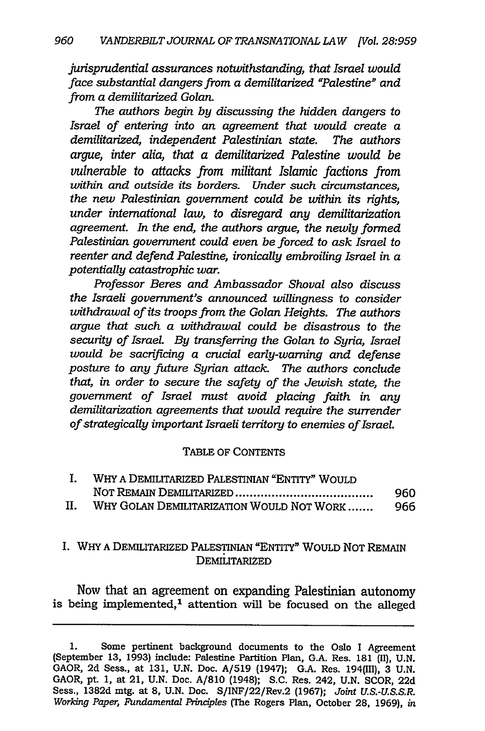*jurisprudential assurances notwithstanding, that Israel would face substantial dangers from a demilitarized "Palestine" and from a demilitarized Golan.*

*The authors begin by discussing the hidden dangers to Israel of entering into an agreement that would create a demilitarized, independent Palestinian state. The authors argue, inter alia, that a demilitarized Palestine would be vulnerable to attacks from militant Islamic factions from within and outside its borders. Under such circumstances, the new Palestinian government could be within its rights, under international law, to disregard any demilitarization agreement. In the end, the authors argue, the newly formed Palestinian government could even be forced to ask Israel to reenter and defend Palestine, ironically embroiling Israel in a potentially catastrophic war.*

*Professor Beres and Ambassador Shoval also discuss the Israeli government's announced willingness to consider withdrawal of its troops from the Golan Heights. The authors argue that such a withdrawal could be disastrous to the security of Israel. By transferring the Golan to Syria, Israel would be sacrificing a crucial early-warning and defense posture to any future Syrian attack. The authors conclude that, in order to secure the safety of the Jewish state, the government of Israel must avoid placing faith in any demilitarization agreements that would require the surrender of strategically important Israeli territory to enemies of Israel.*

TABLE OF CONTENTS

| | | |
|---|---|---|
| I. | WHY A DEMILITARIZED PALESTINIAN "ENTITY" WOULD NOT REMAIN DEMILITARIZED | 960 |
| II. | WHY GOLAN DEMILITARIZATION WOULD NOT WORK | 966 |

## I. WHY A DEMILITARIZED PALESTINIAN "ENTITY" WOULD NOT REMAIN DEMILITARIZED

Now that an agreement on expanding Palestinian autonomy is being implemented,[1] attention will be focused on the alleged

---

1. Some pertinent background documents to the Oslo I Agreement (September 13, 1993) include: Palestine Partition Plan, G.A. Res. 181 (II), U.N. GAOR, 2d Sess., at 131, U.N. Doc. A/519 (1947); G.A. Res. 194(III), 3 U.N. GAOR, pt. 1, at 21, U.N. Doc. A/810 (1948); S.C. Res. 242, U.N. SCOR, 22d Sess., 1382d mtg. at 8, U.N. Doc. S/INF/22/Rev.2 (1967); *Joint U.S.-U.S.S.R. Working Paper, Fundamental Principles* (The Rogers Plan, October 28, 1969), *in*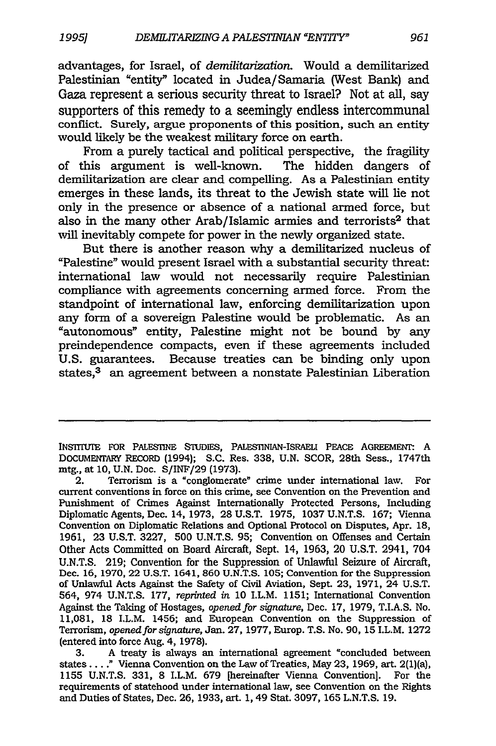advantages, for Israel, of *demilitarization*. Would a demilitarized Palestinian "entity" located in Judea/Samaria (West Bank) and Gaza represent a serious security threat to Israel? Not at all, say supporters of this remedy to a seemingly endless intercommunal conflict. Surely, argue proponents of this position, such an entity would likely be the weakest military force on earth.

From a purely tactical and political perspective, the fragility of this argument is well-known. The hidden dangers of demilitarization are clear and compelling. As a Palestinian entity emerges in these lands, its threat to the Jewish state will lie not only in the presence or absence of a national armed force, but also in the many other Arab/Islamic armies and terrorists[2] that will inevitably compete for power in the newly organized state.

But there is another reason why a demilitarized nucleus of "Palestine" would present Israel with a substantial security threat: international law would not necessarily require Palestinian compliance with agreements concerning armed force. From the standpoint of international law, enforcing demilitarization upon any form of a sovereign Palestine would be problematic. As an "autonomous" entity, Palestine might not be bound by any preindependence compacts, even if these agreements included U.S. guarantees. Because treaties can be binding only upon states,[3] an agreement between a nonstate Palestinian Liberation

---

INSTITUTE FOR PALESTINE STUDIES, PALESTINIAN-ISRAELI PEACE AGREEMENT: A DOCUMENTARY RECORD (1994); S.C. Res. 338, U.N. SCOR, 28th Sess., 1747th mtg., at 10, U.N. Doc. S/INF/29 (1973).

2. Terrorism is a "conglomerate" crime under international law. For current conventions in force on this crime, see Convention on the Prevention and Punishment of Crimes Against Internationally Protected Persons, Including Diplomatic Agents, Dec. 14, 1973, 28 U.S.T. 1975, 1037 U.N.T.S. 167; Vienna Convention on Diplomatic Relations and Optional Protocol on Disputes, Apr. 18, 1961, 23 U.S.T. 3227, 500 U.N.T.S. 95; Convention on Offenses and Certain Other Acts Committed on Board Aircraft, Sept. 14, 1963, 20 U.S.T. 2941, 704 U.N.T.S. 219; Convention for the Suppression of Unlawful Seizure of Aircraft, Dec. 16, 1970, 22 U.S.T. 1641, 860 U.N.T.S. 105; Convention for the Suppression of Unlawful Acts Against the Safety of Civil Aviation, Sept. 23, 1971, 24 U.S.T. 564, 974 U.N.T.S. 177, *reprinted in* 10 I.L.M. 1151; International Convention Against the Taking of Hostages, *opened for signature*, Dec. 17, 1979, T.I.A.S. No. 11,081, 18 I.L.M. 1456; and European Convention on the Suppression of Terrorism, *opened for signature*, Jan. 27, 1977, Europ. T.S. No. 90, 15 I.L.M. 1272 (entered into force Aug. 4, 1978).

3. A treaty is always an international agreement "concluded between states . . . ." Vienna Convention on the Law of Treaties, May 23, 1969, art. 2(1)(a), 1155 U.N.T.S. 331, 8 I.L.M. 679 [hereinafter Vienna Convention]. For the requirements of statehood under international law, see Convention on the Rights and Duties of States, Dec. 26, 1933, art. 1, 49 Stat. 3097, 165 L.N.T.S. 19.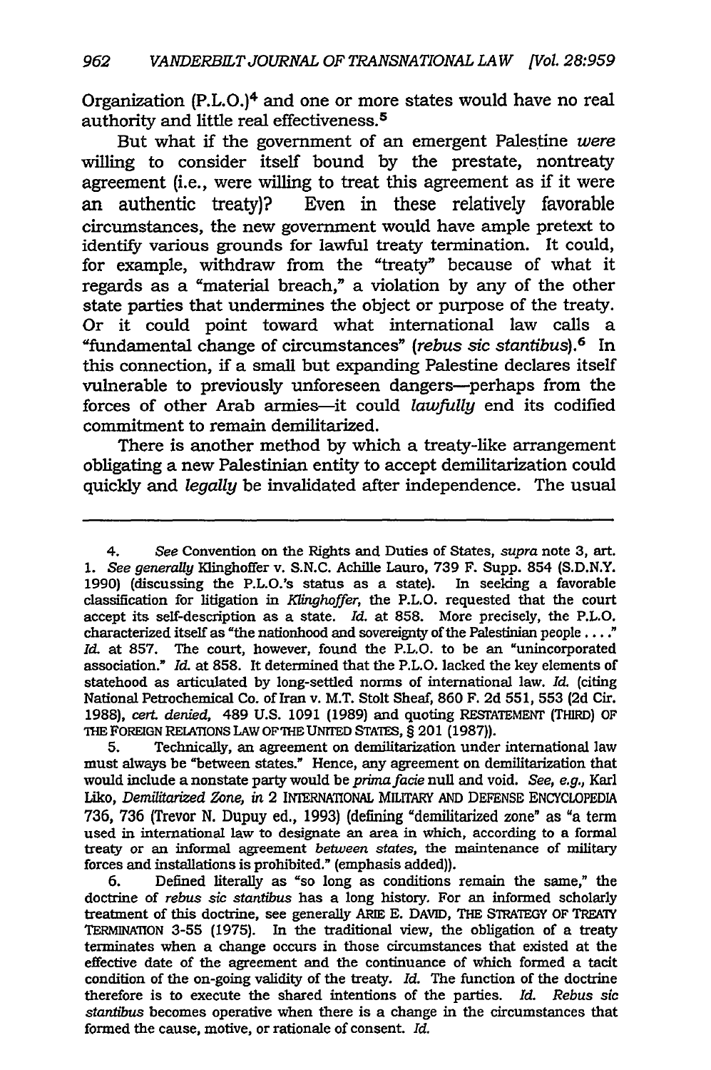Organization (P.L.O.)[4] and one or more states would have no real authority and little real effectiveness.[5]

But what if the government of an emergent Palestine *were* willing to consider itself bound by the prestate, nontreaty agreement (i.e., were willing to treat this agreement as if it were an authentic treaty)? Even in these relatively favorable circumstances, the new government would have ample pretext to identify various grounds for lawful treaty termination. It could, for example, withdraw from the "treaty" because of what it regards as a "material breach," a violation by any of the other state parties that undermines the object or purpose of the treaty. Or it could point toward what international law calls a "fundamental change of circumstances" (*rebus sic stantibus*).[6] In this connection, if a small but expanding Palestine declares itself vulnerable to previously unforeseen dangers—perhaps from the forces of other Arab armies—it could *lawfully* end its codified commitment to remain demilitarized.

There is another method by which a treaty-like arrangement obligating a new Palestinian entity to accept demilitarization could quickly and *legally* be invalidated after independence. The usual

---

4. *See* Convention on the Rights and Duties of States, *supra* note 3, art. 1. *See generally* Klinghoffer v. S.N.C. Achille Lauro, 739 F. Supp. 854 (S.D.N.Y. 1990) (discussing the P.L.O.'s status as a state). In seeking a favorable classification for litigation in *Klinghoffer*, the P.L.O. requested that the court accept its self-description as a state. *Id.* at 858. More precisely, the P.L.O. characterized itself as "the nationhood and sovereignty of the Palestinian people . . . ." *Id.* at 857. The court, however, found the P.L.O. to be an "unincorporated association." *Id.* at 858. It determined that the P.L.O. lacked the key elements of statehood as articulated by long-settled norms of international law. *Id.* (citing National Petrochemical Co. of Iran v. M.T. Stolt Sheaf, 860 F. 2d 551, 553 (2d Cir. 1988), *cert. denied*, 489 U.S. 1091 (1989) and quoting RESTATEMENT (THIRD) OF THE FOREIGN RELATIONS LAW OF THE UNITED STATES, § 201 (1987)).

5. Technically, an agreement on demilitarization under international law must always be "between states." Hence, any agreement on demilitarization that would include a nonstate party would be *prima facie* null and void. *See, e.g.*, Karl Liko, *Demilitarized Zone*, *in* 2 INTERNATIONAL MILITARY AND DEFENSE ENCYCLOPEDIA 736, 736 (Trevor N. Dupuy ed., 1993) (defining "demilitarized zone" as "a term used in international law to designate an area in which, according to a formal treaty or an informal agreement *between states*, the maintenance of military forces and installations is prohibited." (emphasis added)).

6. Defined literally as "so long as conditions remain the same," the doctrine of *rebus sic stantibus* has a long history. For an informed scholarly treatment of this doctrine, see generally ARIE E. DAVID, THE STRATEGY OF TREATY TERMINATION 3-55 (1975). In the traditional view, the obligation of a treaty terminates when a change occurs in those circumstances that existed at the effective date of the agreement and the continuance of which formed a tacit condition of the on-going validity of the treaty. *Id.* The function of the doctrine therefore is to execute the shared intentions of the parties. *Id.* *Rebus sic stantibus* becomes operative when there is a change in the circumstances that formed the cause, motive, or rationale of consent. *Id.*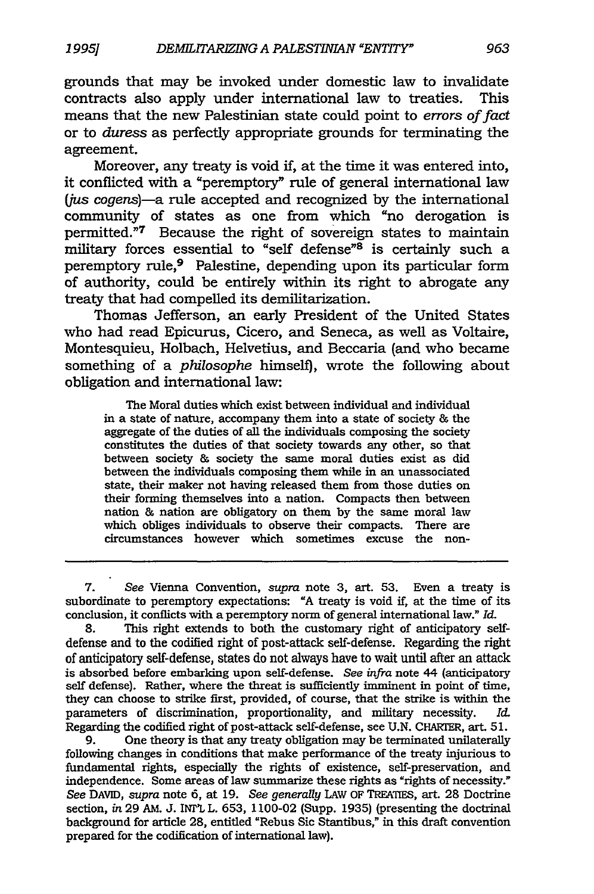grounds that may be invoked under domestic law to invalidate contracts also apply under international law to treaties. This means that the new Palestinian state could point to *errors of fact* or to *duress* as perfectly appropriate grounds for terminating the agreement.

Moreover, any treaty is void if, at the time it was entered into, it conflicted with a "peremptory" rule of general international law (*jus cogens*)—a rule accepted and recognized by the international community of states as one from which "no derogation is permitted."[7] Because the right of sovereign states to maintain military forces essential to "self defense"[8] is certainly such a peremptory rule,[9] Palestine, depending upon its particular form of authority, could be entirely within its right to abrogate any treaty that had compelled its demilitarization.

Thomas Jefferson, an early President of the United States who had read Epicurus, Cicero, and Seneca, as well as Voltaire, Montesquieu, Holbach, Helvetius, and Beccaria (and who became something of a *philosophe* himself), wrote the following about obligation and international law:

> The Moral duties which exist between individual and individual in a state of nature, accompany them into a state of society & the aggregate of the duties of all the individuals composing the society constitutes the duties of that society towards any other, so that between society & society the same moral duties exist as did between the individuals composing them while in an unassociated state, their maker not having released them from those duties on their forming themselves into a nation. Compacts then between nation & nation are obligatory on them by the same moral law which obliges individuals to observe their compacts. There are circumstances however which sometimes excuse the non-

---

7. *See* Vienna Convention, *supra* note 3, art. 53. Even a treaty is subordinate to peremptory expectations: "A treaty is void if, at the time of its conclusion, it conflicts with a peremptory norm of general international law." *Id.*

8. This right extends to both the customary right of anticipatory self-defense and to the codified right of post-attack self-defense. Regarding the right of anticipatory self-defense, states do not always have to wait until after an attack is absorbed before embarking upon self-defense. *See infra* note 44 (anticipatory self defense). Rather, where the threat is sufficiently imminent in point of time, they can choose to strike first, provided, of course, that the strike is within the parameters of discrimination, proportionality, and military necessity. *Id.* Regarding the codified right of post-attack self-defense, see U.N. CHARTER, art. 51.

9. One theory is that any treaty obligation may be terminated unilaterally following changes in conditions that make performance of the treaty injurious to fundamental rights, especially the rights of existence, self-preservation, and independence. Some areas of law summarize these rights as "rights of necessity." *See* DAVID, *supra* note 6, at 19. *See generally* LAW OF TREATIES, art. 28 Doctrine section, *in* 29 AM. J. INT'L L. 653, 1100-02 (Supp. 1935) (presenting the doctrinal background for article 28, entitled "Rebus Sic Stantibus," in this draft convention prepared for the codification of international law).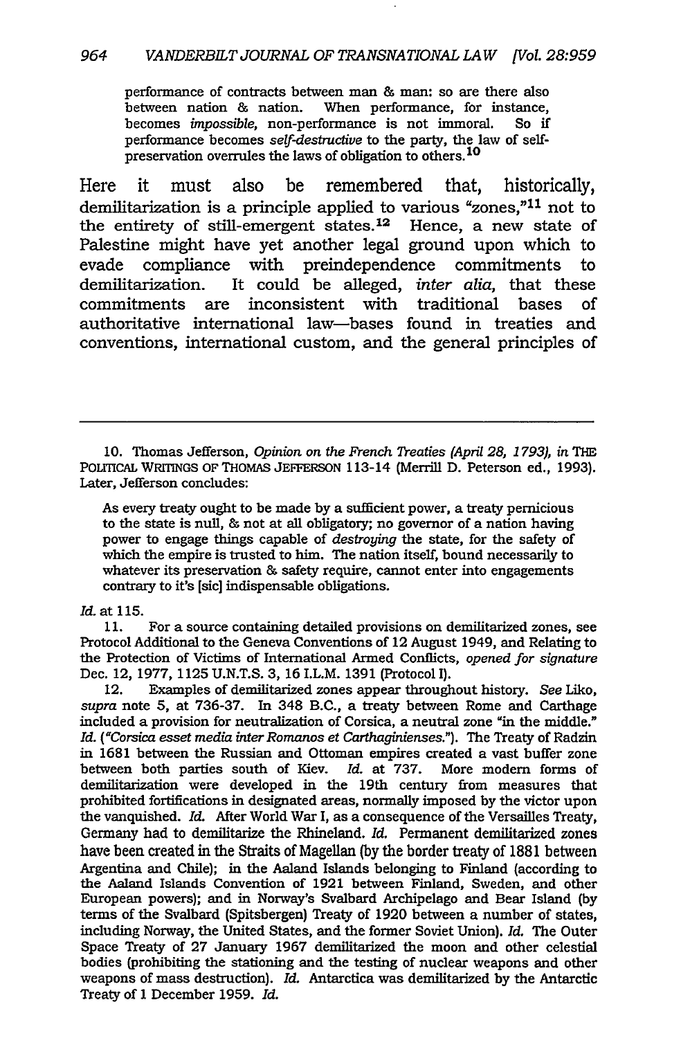performance of contracts between man & man: so are there also between nation & nation. When performance, for instance, becomes *impossible*, non-performance is not immoral. So if performance becomes *self-destructive* to the party, the law of self-preservation overrules the laws of obligation to others.[10]

Here it must also be remembered that, historically, demilitarization is a principle applied to various "zones,"[11] not to the entirety of still-emergent states.[12] Hence, a new state of Palestine might have yet another legal ground upon which to evade compliance with preindependence commitments to demilitarization. It could be alleged, *inter alia*, that these commitments are inconsistent with traditional bases of authoritative international law—bases found in treaties and conventions, international custom, and the general principles of

---

10. Thomas Jefferson, *Opinion on the French Treaties (April 28, 1793)*, *in* THE POLITICAL WRITINGS OF THOMAS JEFFERSON 113-14 (Merrill D. Peterson ed., 1993). Later, Jefferson concludes:

> As every treaty ought to be made by a sufficient power, a treaty pernicious to the state is null, & not at all obligatory; no governor of a nation having power to engage things capable of *destroying* the state, for the safety of which the empire is trusted to him. The nation itself, bound necessarily to whatever its preservation & safety require, cannot enter into engagements contrary to it's [sic] indispensable obligations.

*Id.* at 115.

11. For a source containing detailed provisions on demilitarized zones, see Protocol Additional to the Geneva Conventions of 12 August 1949, and Relating to the Protection of Victims of International Armed Conflicts, *opened for signature* Dec. 12, 1977, 1125 U.N.T.S. 3, 16 I.L.M. 1391 (Protocol I).

12. Examples of demilitarized zones appear throughout history. *See* Liko, *supra* note 5, at 736-37. In 348 B.C., a treaty between Rome and Carthage included a provision for neutralization of Corsica, a neutral zone "in the middle." *Id.* (*"Corsica esset media inter Romanos et Carthaginienses."*). The Treaty of Radzin in 1681 between the Russian and Ottoman empires created a vast buffer zone between both parties south of Kiev. *Id.* at 737. More modern forms of demilitarization were developed in the 19th century from measures that prohibited fortifications in designated areas, normally imposed by the victor upon the vanquished. *Id.* After World War I, as a consequence of the Versailles Treaty, Germany had to demilitarize the Rhineland. *Id.* Permanent demilitarized zones have been created in the Straits of Magellan (by the border treaty of 1881 between Argentina and Chile); in the Aaland Islands belonging to Finland (according to the Aaland Islands Convention of 1921 between Finland, Sweden, and other European powers); and in Norway's Svalbard Archipelago and Bear Island (by terms of the Svalbard (Spitsbergen) Treaty of 1920 between a number of states, including Norway, the United States, and the former Soviet Union). *Id.* The Outer Space Treaty of 27 January 1967 demilitarized the moon and other celestial bodies (prohibiting the stationing and the testing of nuclear weapons and other weapons of mass destruction). *Id.* Antarctica was demilitarized by the Antarctic Treaty of 1 December 1959. *Id.*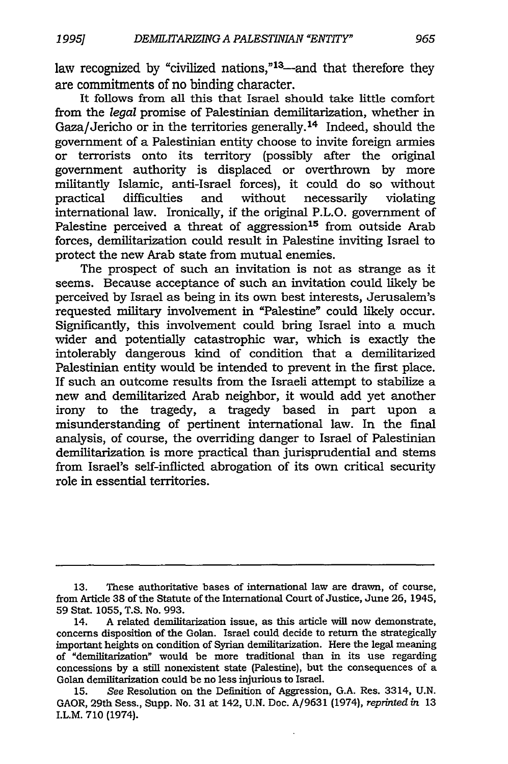law recognized by "civilized nations,"[13]—and that therefore they are commitments of no binding character.

It follows from all this that Israel should take little comfort from the *legal* promise of Palestinian demilitarization, whether in Gaza/Jericho or in the territories generally.[14] Indeed, should the government of a Palestinian entity choose to invite foreign armies or terrorists onto its territory (possibly after the original government authority is displaced or overthrown by more militantly Islamic, anti-Israel forces), it could do so without practical difficulties and without necessarily violating international law. Ironically, if the original P.L.O. government of Palestine perceived a threat of aggression[15] from outside Arab forces, demilitarization could result in Palestine inviting Israel to protect the new Arab state from mutual enemies.

The prospect of such an invitation is not as strange as it seems. Because acceptance of such an invitation could likely be perceived by Israel as being in its own best interests, Jerusalem's requested military involvement in "Palestine" could likely occur. Significantly, this involvement could bring Israel into a much wider and potentially catastrophic war, which is exactly the intolerably dangerous kind of condition that a demilitarized Palestinian entity would be intended to prevent in the first place. If such an outcome results from the Israeli attempt to stabilize a new and demilitarized Arab neighbor, it would add yet another irony to the tragedy, a tragedy based in part upon a misunderstanding of pertinent international law. In the final analysis, of course, the overriding danger to Israel of Palestinian demilitarization is more practical than jurisprudential and stems from Israel's self-inflicted abrogation of its own critical security role in essential territories.

---

13. These authoritative bases of international law are drawn, of course, from Article 38 of the Statute of the International Court of Justice, June 26, 1945, 59 Stat. 1055, T.S. No. 993.

14. A related demilitarization issue, as this article will now demonstrate, concerns disposition of the Golan. Israel could decide to return the strategically important heights on condition of Syrian demilitarization. Here the legal meaning of "demilitarization" would be more traditional than in its use regarding concessions by a still nonexistent state (Palestine), but the consequences of a Golan demilitarization could be no less injurious to Israel.

15. *See* Resolution on the Definition of Aggression, G.A. Res. 3314, U.N. GAOR, 29th Sess., Supp. No. 31 at 142, U.N. Doc. A/9631 (1974), *reprinted in* 13 I.L.M. 710 (1974).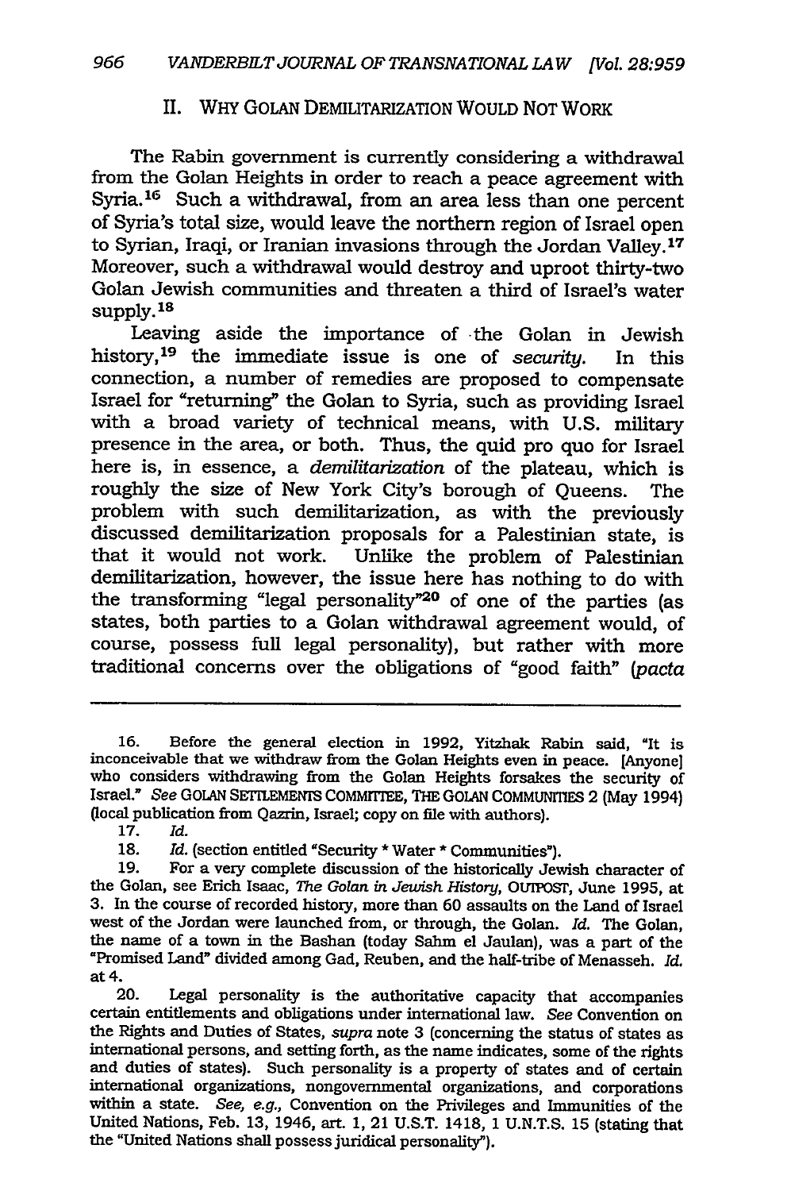## II. WHY GOLAN DEMILITARIZATION WOULD NOT WORK

The Rabin government is currently considering a withdrawal from the Golan Heights in order to reach a peace agreement with Syria.[16] Such a withdrawal, from an area less than one percent of Syria's total size, would leave the northern region of Israel open to Syrian, Iraqi, or Iranian invasions through the Jordan Valley.[17] Moreover, such a withdrawal would destroy and uproot thirty-two Golan Jewish communities and threaten a third of Israel's water supply.[18]

Leaving aside the importance of the Golan in Jewish history,[19] the immediate issue is one of *security*. In this connection, a number of remedies are proposed to compensate Israel for "returning" the Golan to Syria, such as providing Israel with a broad variety of technical means, with U.S. military presence in the area, or both. Thus, the quid pro quo for Israel here is, in essence, a *demilitarization* of the plateau, which is roughly the size of New York City's borough of Queens. The problem with such demilitarization, as with the previously discussed demilitarization proposals for a Palestinian state, is that it would not work. Unlike the problem of Palestinian demilitarization, however, the issue here has nothing to do with the transforming "legal personality"[20] of one of the parties (as states, both parties to a Golan withdrawal agreement would, of course, possess full legal personality), but rather with more traditional concerns over the obligations of "good faith" (*pacta*

---

16. Before the general election in 1992, Yitzhak Rabin said, "It is inconceivable that we withdraw from the Golan Heights even in peace. [Anyone] who considers withdrawing from the Golan Heights forsakes the security of Israel." *See* GOLAN SETTLEMENTS COMMITTEE, THE GOLAN COMMUNITIES 2 (May 1994) (local publication from Qazrin, Israel; copy on file with authors).

17. *Id.*

18. *Id.* (section entitled "Security * Water * Communities").

19. For a very complete discussion of the historically Jewish character of the Golan, see Erich Isaac, *The Golan in Jewish History*, OUTPOST, June 1995, at 3. In the course of recorded history, more than 60 assaults on the Land of Israel west of the Jordan were launched from, or through, the Golan. *Id.* The Golan, the name of a town in the Bashan (today Sahm el Jaulan), was a part of the "Promised Land" divided among Gad, Reuben, and the half-tribe of Menasseh. *Id.* at 4.

20. Legal personality is the authoritative capacity that accompanies certain entitlements and obligations under international law. *See* Convention on the Rights and Duties of States, *supra* note 3 (concerning the status of states as international persons, and setting forth, as the name indicates, some of the rights and duties of states). Such personality is a property of states and of certain international organizations, nongovernmental organizations, and corporations within a state. *See, e.g.*, Convention on the Privileges and Immunities of the United Nations, Feb. 13, 1946, art. 1, 21 U.S.T. 1418, 1 U.N.T.S. 15 (stating that the "United Nations shall possess juridical personality").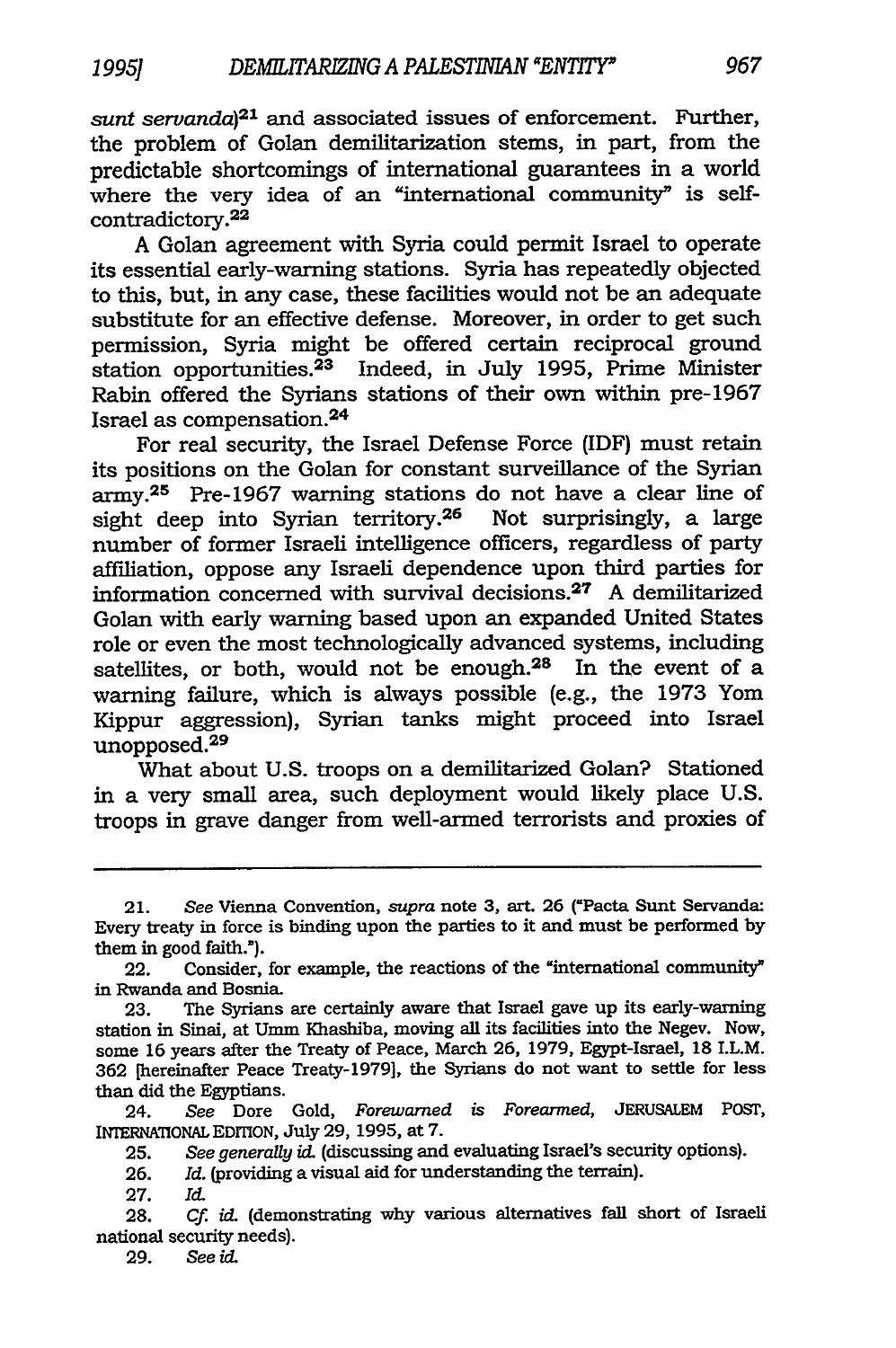*sunt servanda*)[21] and associated issues of enforcement. Further, the problem of Golan demilitarization stems, in part, from the predictable shortcomings of international guarantees in a world where the very idea of an "international community" is self-contradictory.[22]

A Golan agreement with Syria could permit Israel to operate its essential early-warning stations. Syria has repeatedly objected to this, but, in any case, these facilities would not be an adequate substitute for an effective defense. Moreover, in order to get such permission, Syria might be offered certain reciprocal ground station opportunities.[23] Indeed, in July 1995, Prime Minister Rabin offered the Syrians stations of their own within pre-1967 Israel as compensation.[24]

For real security, the Israel Defense Force (IDF) must retain its positions on the Golan for constant surveillance of the Syrian army.[25] Pre-1967 warning stations do not have a clear line of sight deep into Syrian territory.[26] Not surprisingly, a large number of former Israeli intelligence officers, regardless of party affiliation, oppose any Israeli dependence upon third parties for information concerned with survival decisions.[27] A demilitarized Golan with early warning based upon an expanded United States role or even the most technologically advanced systems, including satellites, or both, would not be enough.[28] In the event of a warning failure, which is always possible (e.g., the 1973 Yom Kippur aggression), Syrian tanks might proceed into Israel unopposed.[29]

What about U.S. troops on a demilitarized Golan? Stationed in a very small area, such deployment would likely place U.S. troops in grave danger from well-armed terrorists and proxies of

---

21. *See* Vienna Convention, *supra* note 3, art. 26 ("Pacta Sunt Servanda: Every treaty in force is binding upon the parties to it and must be performed by them in good faith.").

22. Consider, for example, the reactions of the "international community" in Rwanda and Bosnia.

23. The Syrians are certainly aware that Israel gave up its early-warning station in Sinai, at Umm Khashiba, moving all its facilities into the Negev. Now, some 16 years after the Treaty of Peace, March 26, 1979, Egypt-Israel, 18 I.L.M. 362 [hereinafter Peace Treaty-1979], the Syrians do not want to settle for less than did the Egyptians.

24. *See* Dore Gold, *Forewarned is Forearmed*, JERUSALEM POST, INTERNATIONAL EDITION, July 29, 1995, at 7.

25. *See generally id.* (discussing and evaluating Israel's security options).

26. *Id.* (providing a visual aid for understanding the terrain).

27. *Id.*

28. *Cf. id.* (demonstrating why various alternatives fall short of Israeli national security needs).

29. *See id.*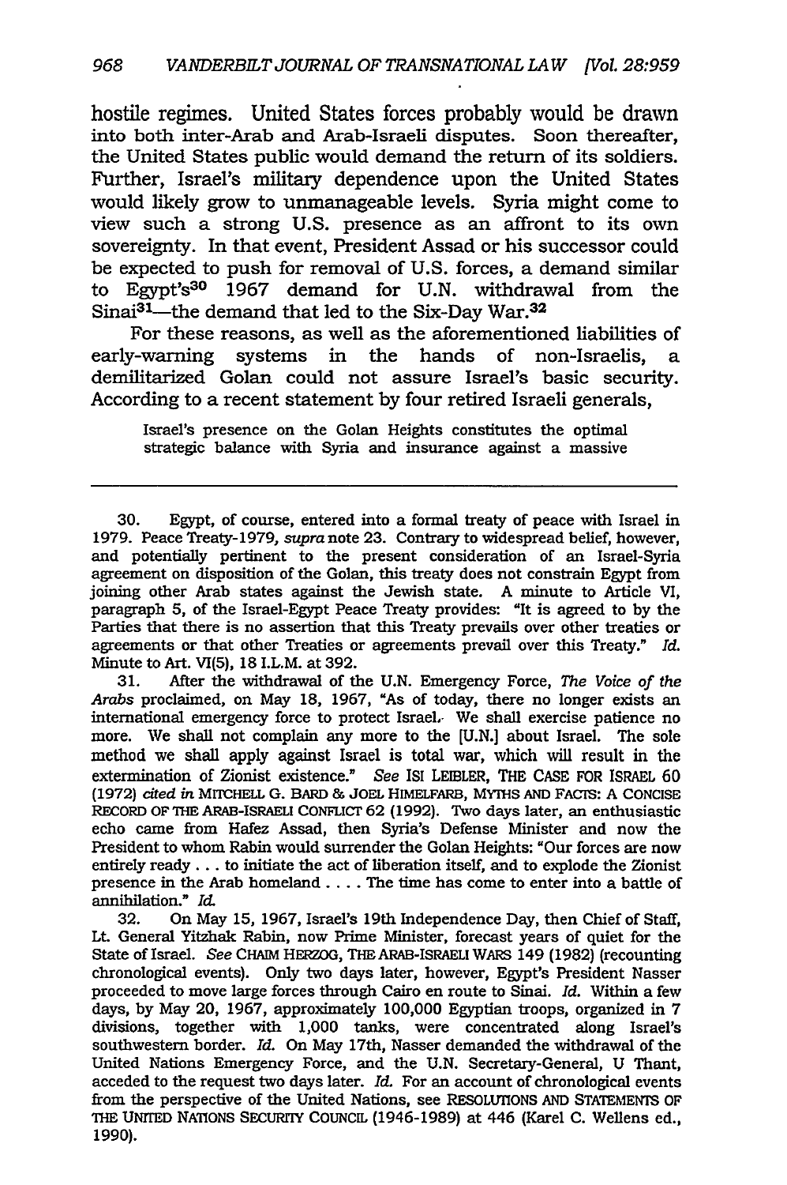hostile regimes. United States forces probably would be drawn into both inter-Arab and Arab-Israeli disputes. Soon thereafter, the United States public would demand the return of its soldiers. Further, Israel's military dependence upon the United States would likely grow to unmanageable levels. Syria might come to view such a strong U.S. presence as an affront to its own sovereignty. In that event, President Assad or his successor could be expected to push for removal of U.S. forces, a demand similar to Egypt's[30] 1967 demand for U.N. withdrawal from the Sinai[31]—the demand that led to the Six-Day War.[32]

For these reasons, as well as the aforementioned liabilities of early-warning systems in the hands of non-Israelis, a demilitarized Golan could not assure Israel's basic security. According to a recent statement by four retired Israeli generals,

> Israel's presence on the Golan Heights constitutes the optimal strategic balance with Syria and insurance against a massive

---

30. Egypt, of course, entered into a formal treaty of peace with Israel in 1979. Peace Treaty-1979, *supra* note 23. Contrary to widespread belief, however, and potentially pertinent to the present consideration of an Israel-Syria agreement on disposition of the Golan, this treaty does not constrain Egypt from joining other Arab states against the Jewish state. A minute to Article VI, paragraph 5, of the Israel-Egypt Peace Treaty provides: "It is agreed to by the Parties that there is no assertion that this Treaty prevails over other treaties or agreements or that other Treaties or agreements prevail over this Treaty." *Id.* Minute to Art. VI(5), 18 I.L.M. at 392.

31. After the withdrawal of the U.N. Emergency Force, *The Voice of the Arabs* proclaimed, on May 18, 1967, "As of today, there no longer exists an international emergency force to protect Israel. We shall exercise patience no more. We shall not complain any more to the [U.N.] about Israel. The sole method we shall apply against Israel is total war, which will result in the extermination of Zionist existence." *See* ISI LEIBLER, THE CASE FOR ISRAEL 60 (1972) *cited in* MITCHELL G. BARD & JOEL HIMELFARB, MYTHS AND FACTS: A CONCISE RECORD OF THE ARAB-ISRAELI CONFLICT 62 (1992). Two days later, an enthusiastic echo came from Hafez Assad, then Syria's Defense Minister and now the President to whom Rabin would surrender the Golan Heights: "Our forces are now entirely ready . . . to initiate the act of liberation itself, and to explode the Zionist presence in the Arab homeland . . . . The time has come to enter into a battle of annihilation." *Id.*

32. On May 15, 1967, Israel's 19th Independence Day, then Chief of Staff, Lt. General Yitzhak Rabin, now Prime Minister, forecast years of quiet for the State of Israel. *See* CHAIM HERZOG, THE ARAB-ISRAELI WARS 149 (1982) (recounting chronological events). Only two days later, however, Egypt's President Nasser proceeded to move large forces through Cairo en route to Sinai. *Id.* Within a few days, by May 20, 1967, approximately 100,000 Egyptian troops, organized in 7 divisions, together with 1,000 tanks, were concentrated along Israel's southwestern border. *Id.* On May 17th, Nasser demanded the withdrawal of the United Nations Emergency Force, and the U.N. Secretary-General, U Thant, acceded to the request two days later. *Id.* For an account of chronological events from the perspective of the United Nations, see RESOLUTIONS AND STATEMENTS OF THE UNITED NATIONS SECURITY COUNCIL (1946-1989) at 446 (Karel C. Wellens ed., 1990).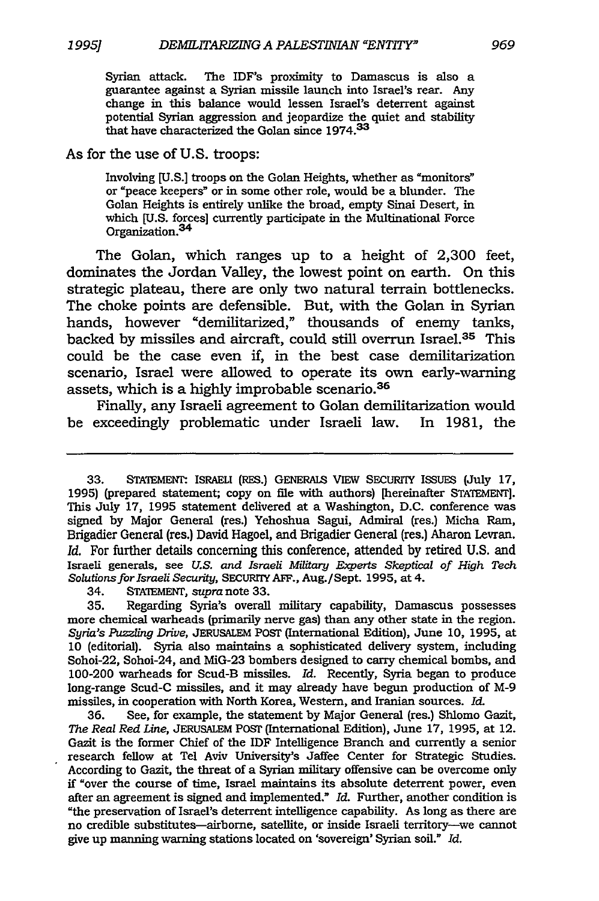> Syrian attack. The IDF's proximity to Damascus is also a guarantee against a Syrian missile launch into Israel's rear. Any change in this balance would lessen Israel's deterrent against potential Syrian aggression and jeopardize the quiet and stability that have characterized the Golan since 1974.[33]

As for the use of U.S. troops:

> Involving [U.S.] troops on the Golan Heights, whether as "monitors" or "peace keepers" or in some other role, would be a blunder. The Golan Heights is entirely unlike the broad, empty Sinai Desert, in which [U.S. forces] currently participate in the Multinational Force Organization.[34]

The Golan, which ranges up to a height of 2,300 feet, dominates the Jordan Valley, the lowest point on earth. On this strategic plateau, there are only two natural terrain bottlenecks. The choke points are defensible. But, with the Golan in Syrian hands, however "demilitarized," thousands of enemy tanks, backed by missiles and aircraft, could still overrun Israel.[35] This could be the case even if, in the best case demilitarization scenario, Israel were allowed to operate its own early-warning assets, which is a highly improbable scenario.[36]

Finally, any Israeli agreement to Golan demilitarization would be exceedingly problematic under Israeli law. In 1981, the

---

33. STATEMENT: ISRAELI (RES.) GENERALS VIEW SECURITY ISSUES (July 17, 1995) (prepared statement; copy on file with authors) [hereinafter STATEMENT]. This July 17, 1995 statement delivered at a Washington, D.C. conference was signed by Major General (res.) Yehoshua Sagui, Admiral (res.) Micha Ram, Brigadier General (res.) David Hagoel, and Brigadier General (res.) Aharon Levran. *Id.* For further details concerning this conference, attended by retired U.S. and Israeli generals, see *U.S. and Israeli Military Experts Skeptical of High Tech Solutions for Israeli Security*, SECURITY AFF., Aug./Sept. 1995, at 4.

34. STATEMENT, *supra* note 33.

35. Regarding Syria's overall military capability, Damascus possesses more chemical warheads (primarily nerve gas) than any other state in the region. *Syria's Puzzling Drive*, JERUSALEM POST (International Edition), June 10, 1995, at 10 (editorial). Syria also maintains a sophisticated delivery system, including Sohoi-22, Sohoi-24, and MiG-23 bombers designed to carry chemical bombs, and 100-200 warheads for Scud-B missiles. *Id.* Recently, Syria began to produce long-range Scud-C missiles, and it may already have begun production of M-9 missiles, in cooperation with North Korea, Western, and Iranian sources. *Id.*

36. See, for example, the statement by Major General (res.) Shlomo Gazit, *The Real Red Line*, JERUSALEM POST (International Edition), June 17, 1995, at 12. Gazit is the former Chief of the IDF Intelligence Branch and currently a senior research fellow at Tel Aviv University's Jaffee Center for Strategic Studies. According to Gazit, the threat of a Syrian military offensive can be overcome only if "over the course of time, Israel maintains its absolute deterrent power, even after an agreement is signed and implemented." *Id.* Further, another condition is "the preservation of Israel's deterrent intelligence capability. As long as there are no credible substitutes—airborne, satellite, or inside Israeli territory—we cannot give up manning warning stations located on 'sovereign' Syrian soil." *Id.*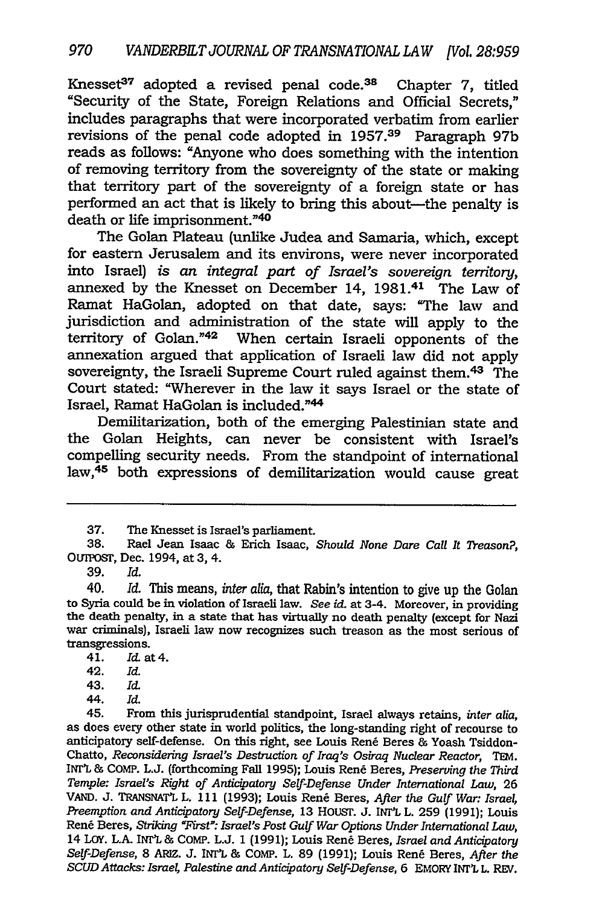Knesset[37] adopted a revised penal code.[38] Chapter 7, titled "Security of the State, Foreign Relations and Official Secrets," includes paragraphs that were incorporated verbatim from earlier revisions of the penal code adopted in 1957.[39] Paragraph 97b reads as follows: "Anyone who does something with the intention of removing territory from the sovereignty of the state or making that territory part of the sovereignty of a foreign state or has performed an act that is likely to bring this about—the penalty is death or life imprisonment."[40]

The Golan Plateau (unlike Judea and Samaria, which, except for eastern Jerusalem and its environs, were never incorporated into Israel) *is an integral part of Israel's sovereign territory*, annexed by the Knesset on December 14, 1981.[41] The Law of Ramat HaGolan, adopted on that date, says: "The law and jurisdiction and administration of the state will apply to the territory of Golan."[42] When certain Israeli opponents of the annexation argued that application of Israeli law did not apply sovereignty, the Israeli Supreme Court ruled against them.[43] The Court stated: "Wherever in the law it says Israel or the state of Israel, Ramat HaGolan is included."[44]

Demilitarization, both of the emerging Palestinian state and the Golan Heights, can never be consistent with Israel's compelling security needs. From the standpoint of international law,[45] both expressions of demilitarization would cause great

---

37. The Knesset is Israel's parliament.

38. Rael Jean Isaac & Erich Isaac, *Should None Dare Call It Treason?*, OUTPOST, Dec. 1994, at 3, 4.

39. *Id.*

40. *Id.* This means, *inter alia*, that Rabin's intention to give up the Golan to Syria could be in violation of Israeli law. *See id.* at 3-4. Moreover, in providing the death penalty, in a state that has virtually no death penalty (except for Nazi war criminals), Israeli law now recognizes such treason as the most serious of transgressions.

41. *Id.* at 4.

42. *Id.*

43. *Id.*

44. *Id.*

45. From this jurisprudential standpoint, Israel always retains, *inter alia*, as does every other state in world politics, the long-standing right of recourse to anticipatory self-defense. On this right, see Louis René Beres & Yoash Tsiddon-Chatto, *Reconsidering Israel's Destruction of Iraq's Osiraq Nuclear Reactor*, TEM. INT'L & COMP. L.J. (forthcoming Fall 1995); Louis René Beres, *Preserving the Third Temple: Israel's Right of Anticipatory Self-Defense Under International Law*, 26 VAND. J. TRANSNAT'L L. 111 (1993); Louis René Beres, *After the Gulf War: Israel, Preemption and Anticipatory Self-Defense*, 13 HOUST. J. INT'L L. 259 (1991); Louis René Beres, *Striking "First": Israel's Post Gulf War Options Under International Law*, 14 LOY. L.A. INT'L & COMP. L.J. 1 (1991); Louis René Beres, *Israel and Anticipatory Self-Defense*, 8 ARIZ. J. INT'L & COMP. L. 89 (1991); Louis René Beres, *After the SCUD Attacks: Israel, Palestine and Anticipatory Self-Defense*, 6 EMORY INT'L L. REV.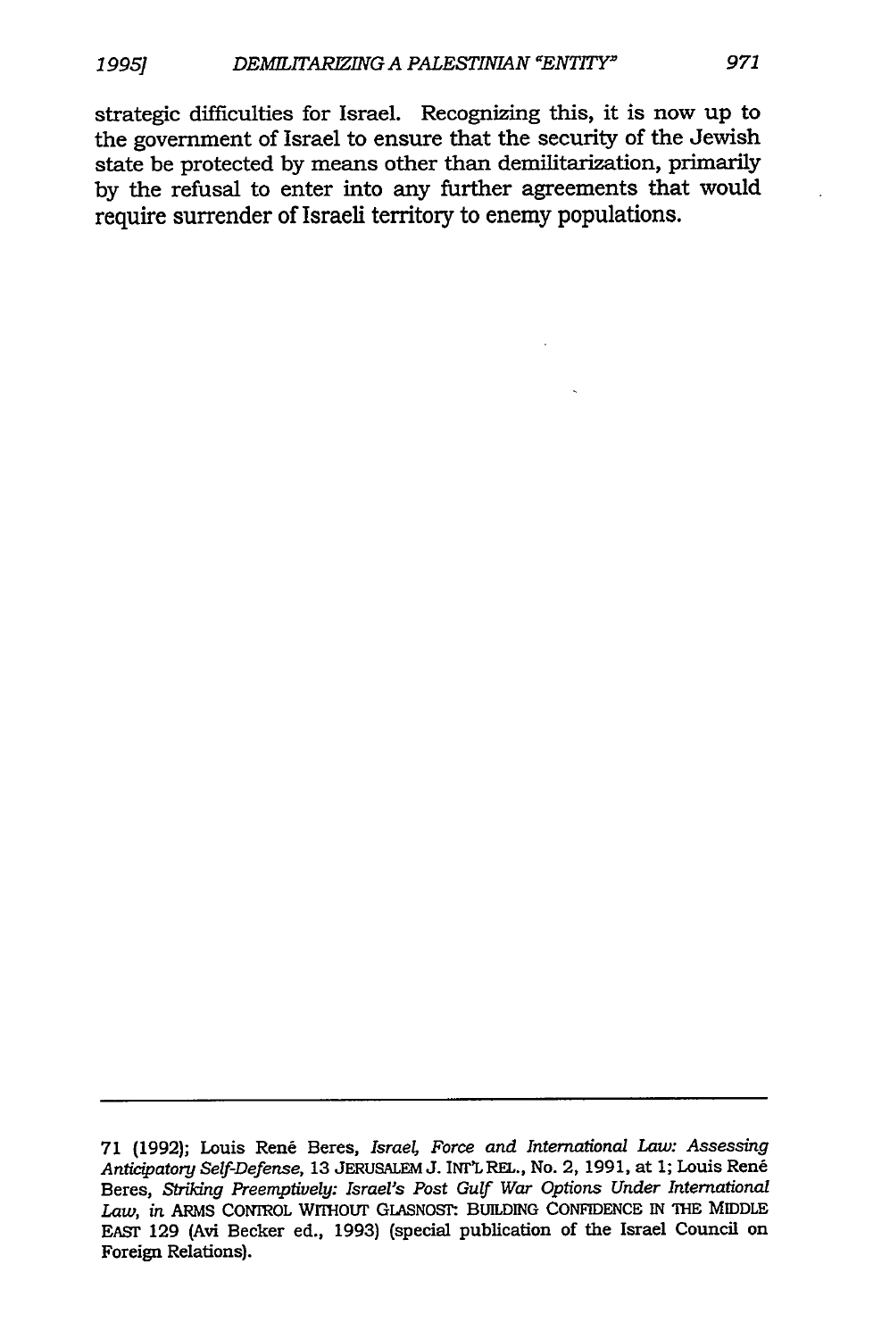strategic difficulties for Israel. Recognizing this, it is now up to the government of Israel to ensure that the security of the Jewish state be protected by means other than demilitarization, primarily by the refusal to enter into any further agreements that would require surrender of Israeli territory to enemy populations.

---

71 (1992); Louis René Beres, *Israel, Force and International Law: Assessing Anticipatory Self-Defense*, 13 JERUSALEM J. INT'L REL., No. 2, 1991, at 1; Louis René Beres, *Striking Preemptively: Israel's Post Gulf War Options Under International Law*, *in* ARMS CONTROL WITHOUT GLASNOST: BUILDING CONFIDENCE IN THE MIDDLE EAST 129 (Avi Becker ed., 1993) (special publication of the Israel Council on Foreign Relations).